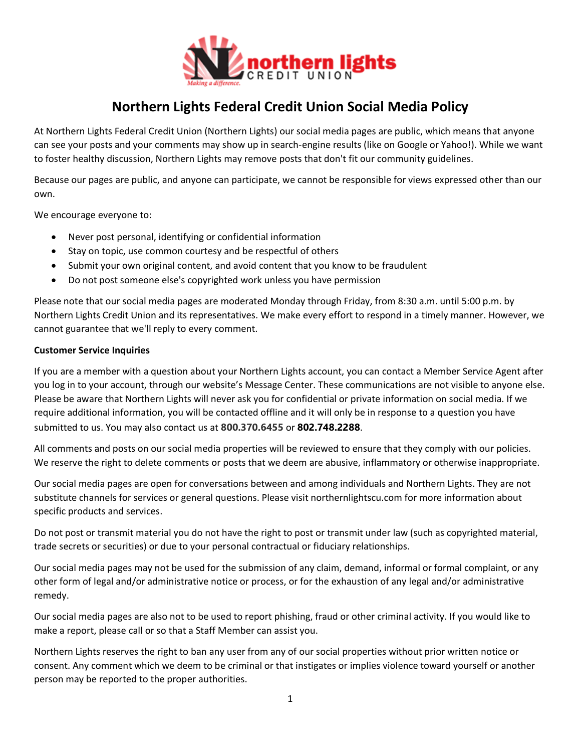# Northern Lights Federal Credit Union Social Media Policy

At Northern Lights Federal Credit Union (Northern Lights) our social media pages are public, which means that anyone can see your posts and your comments may show up in search-engine results (like on Google or Yahoo!). While we want to foster healthy discussion, Northern Lights may remove posts that don't fit our community guidelines.

Because our pages are public, and anyone can participate, we cannot be responsible for views expressed other than our own.

We encourage everyone to:

- Never post personal, identifying or confidential information
- Stay on topic, use common courtesy and be respectful of others
- Submit your own original content, and avoid content that you know to be fraudulent
- Do not post someone else's copyrighted work unless you have permission

Please note that our social media pages are moderated Monday through Friday, from 8:30 a.m. until 5:00 p.m. by Northern Lights Credit Union and its representatives. We make every effort to respond in a timely manner. However, we cannot guarantee that we'll reply to every comment.

**Customer Service Inquiries**

If you are a member with a question about your Northern Lights account, you can contact a Member Service Agent after you log in to your account, through our website's Message Center. These communications are not visible to anyone else. Please be aware that Northern Lights will never ask you for confidential or private information on social media. If we require additional information, you will be contacted offline and it will only be in response to a question you have submitted to us. You may also contact us at **800.370.6455** or **802.748.2288**.

All comments and posts on our social media properties will be reviewed to ensure that they comply with our policies. We reserve the right to delete comments or posts that we deem are abusive, inflammatory or otherwise inappropriate.

Our social media pages are open for conversations between and among individuals and Northern Lights. They are not substitute channels for services or general questions. Please visit northernlightscu.com for more information about specific products and services.

Do not post or transmit material you do not have the right to post or transmit under law (such as copyrighted material, trade secrets or securities) or due to your personal contractual or fiduciary relationships.

Our social media pages may not be used for the submission of any claim, demand, informal or formal complaint, or any other form of legal and/or administrative notice or process, or for the exhaustion of any legal and/or administrative remedy.

Our social media pages are also not to be used to report phishing, fraud or other criminal activity. If you would like to make a report, please call or so that a Staff Member can assist you.

Northern Lights reserves the right to ban any user from any of our social properties without prior written notice or consent. Any comment which we deem to be criminal or that instigates or implies violence toward yourself or another person may be reported to the proper authorities.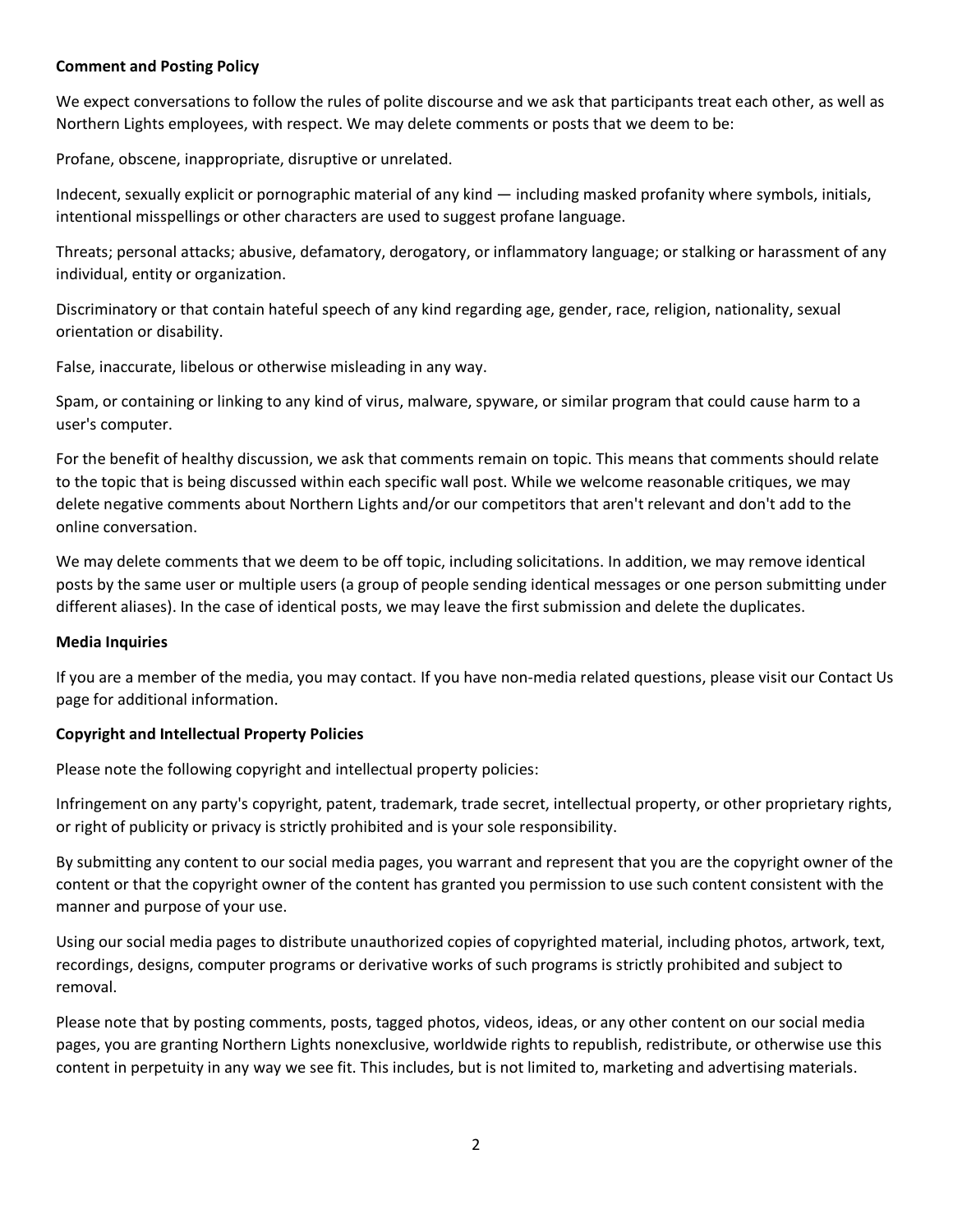**Comment and Posting Policy**

We expect conversations to follow the rules of polite discourse and we ask that participants treat each other, as well as Northern Lights employees, with respect. We may delete comments or posts that we deem to be:

Profane, obscene, inappropriate, disruptive or unrelated.

Indecent, sexually explicit or pornographic material of any kind — including masked profanity where symbols, initials, intentional misspellings or other characters are used to suggest profane language.

Threats; personal attacks; abusive, defamatory, derogatory, or inflammatory language; or stalking or harassment of any individual, entity or organization.

Discriminatory or that contain hateful speech of any kind regarding age, gender, race, religion, nationality, sexual orientation or disability.

False, inaccurate, libelous or otherwise misleading in any way.

Spam, or containing or linking to any kind of virus, malware, spyware, or similar program that could cause harm to a user's computer.

For the benefit of healthy discussion, we ask that comments remain on topic. This means that comments should relate to the topic that is being discussed within each specific wall post. While we welcome reasonable critiques, we may delete negative comments about Northern Lights and/or our competitors that aren't relevant and don't add to the online conversation.

We may delete comments that we deem to be off topic, including solicitations. In addition, we may remove identical posts by the same user or multiple users (a group of people sending identical messages or one person submitting under different aliases). In the case of identical posts, we may leave the first submission and delete the duplicates.

**Media Inquiries**

If you are a member of the media, you may contact. If you have non-media related questions, please visit our Contact Us page for additional information.

**Copyright and Intellectual Property Policies**

Please note the following copyright and intellectual property policies:

Infringement on any party's copyright, patent, trademark, trade secret, intellectual property, or other proprietary rights, or right of publicity or privacy is strictly prohibited and is your sole responsibility.

By submitting any content to our social media pages, you warrant and represent that you are the copyright owner of the content or that the copyright owner of the content has granted you permission to use such content consistent with the manner and purpose of your use.

Using our social media pages to distribute unauthorized copies of copyrighted material, including photos, artwork, text, recordings, designs, computer programs or derivative works of such programs is strictly prohibited and subject to removal.

Please note that by posting comments, posts, tagged photos, videos, ideas, or any other content on our social media pages, you are granting Northern Lights nonexclusive, worldwide rights to republish, redistribute, or otherwise use this content in perpetuity in any way we see fit. This includes, but is not limited to, marketing and advertising materials.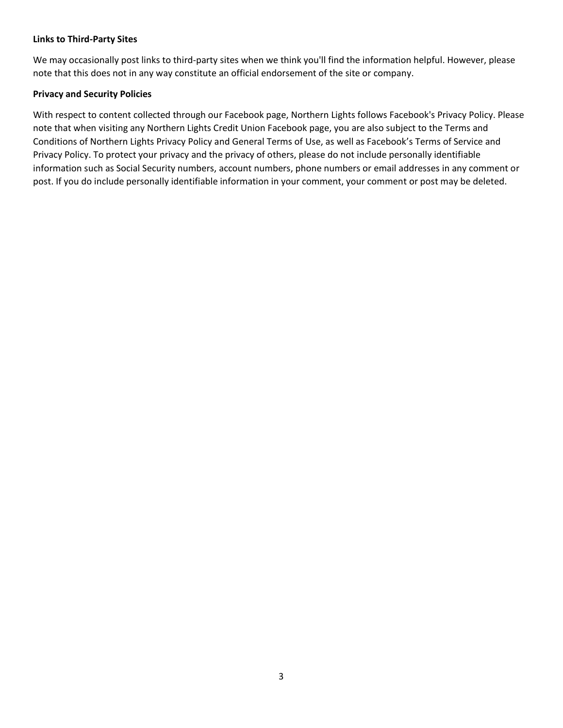**Links to Third-Party Sites**

We may occasionally post links to third-party sites when we think you'll find the information helpful. However, please note that this does not in any way constitute an official endorsement of the site or company.

**Privacy and Security Policies**

With respect to content collected through our Facebook page, Northern Lights follows Facebook's Privacy Policy. Please note that when visiting any Northern Lights Credit Union Facebook page, you are also subject to the Terms and Conditions of Northern Lights Privacy Policy and General Terms of Use, as well as Facebook's Terms of Service and Privacy Policy. To protect your privacy and the privacy of others, please do not include personally identifiable information such as Social Security numbers, account numbers, phone numbers or email addresses in any comment or post. If you do include personally identifiable information in your comment, your comment or post may be deleted.